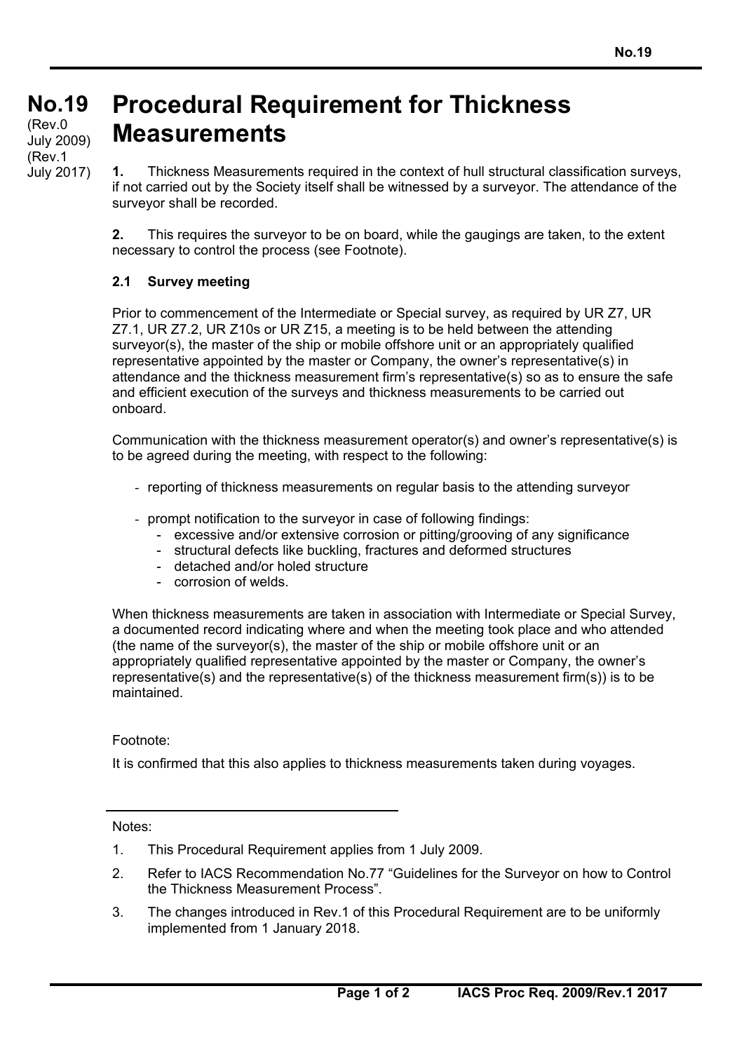# No.19 Procedural Requirement for Thickness Measurements

(Rev.0 July 2009)
(Rev.1 July 2017)

**1.** Thickness Measurements required in the context of hull structural classification surveys, if not carried out by the Society itself shall be witnessed by a surveyor. The attendance of the surveyor shall be recorded.

**2.** This requires the surveyor to be on board, while the gaugings are taken, to the extent necessary to control the process (see Footnote).

### 2.1 Survey meeting

Prior to commencement of the Intermediate or Special survey, as required by UR Z7, UR Z7.1, UR Z7.2, UR Z10s or UR Z15, a meeting is to be held between the attending surveyor(s), the master of the ship or mobile offshore unit or an appropriately qualified representative appointed by the master or Company, the owner's representative(s) in attendance and the thickness measurement firm's representative(s) so as to ensure the safe and efficient execution of the surveys and thickness measurements to be carried out onboard.

Communication with the thickness measurement operator(s) and owner's representative(s) is to be agreed during the meeting, with respect to the following:

- reporting of thickness measurements on regular basis to the attending surveyor
- prompt notification to the surveyor in case of following findings:
  - excessive and/or extensive corrosion or pitting/grooving of any significance
  - structural defects like buckling, fractures and deformed structures
  - detached and/or holed structure
  - corrosion of welds.

When thickness measurements are taken in association with Intermediate or Special Survey, a documented record indicating where and when the meeting took place and who attended (the name of the surveyor(s), the master of the ship or mobile offshore unit or an appropriately qualified representative appointed by the master or Company, the owner's representative(s) and the representative(s) of the thickness measurement firm(s)) is to be maintained.

Footnote:

It is confirmed that this also applies to thickness measurements taken during voyages.

---

Notes:

1. This Procedural Requirement applies from 1 July 2009.
2. Refer to IACS Recommendation No.77 "Guidelines for the Surveyor on how to Control the Thickness Measurement Process".
3. The changes introduced in Rev.1 of this Procedural Requirement are to be uniformly implemented from 1 January 2018.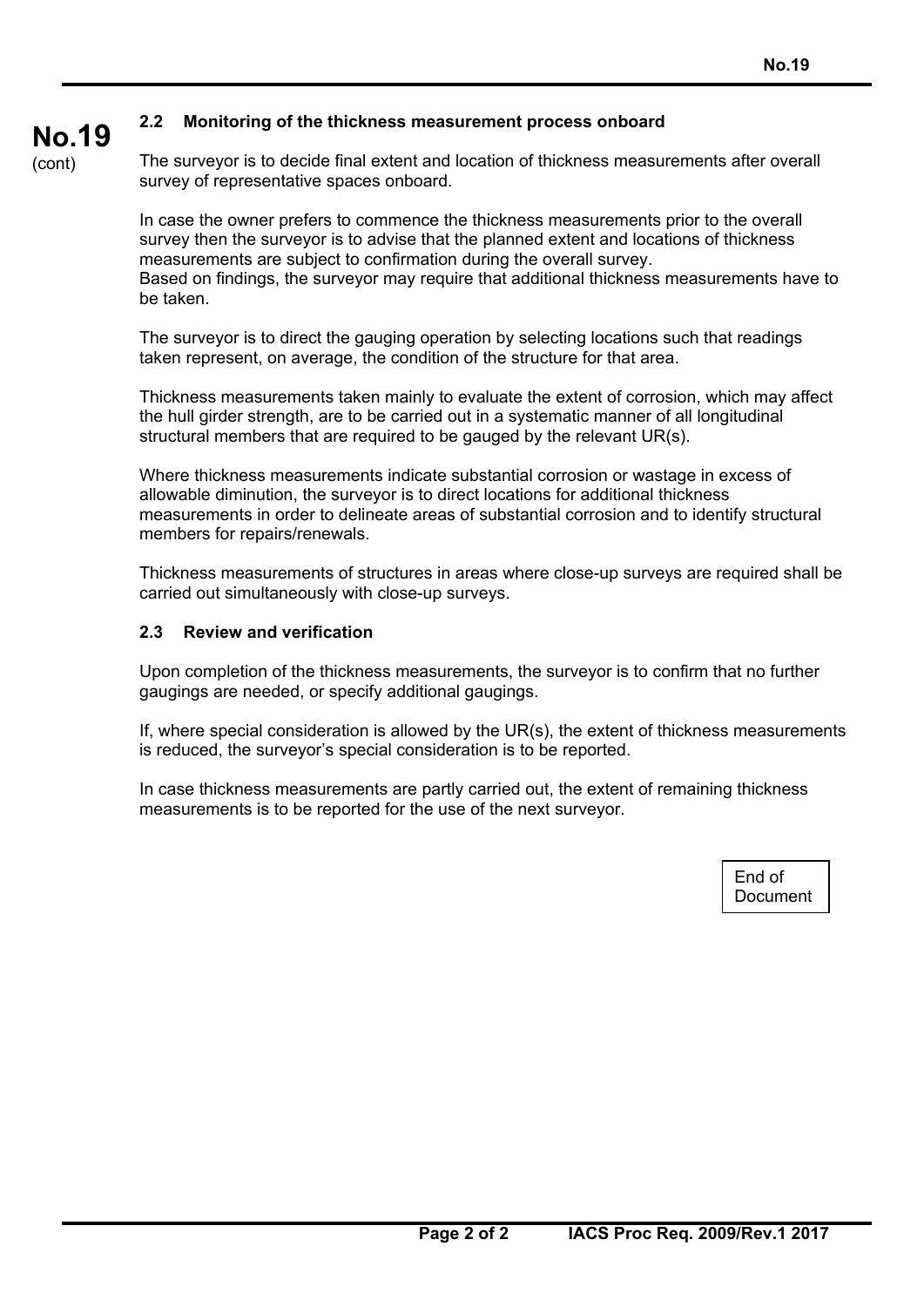### 2.2 Monitoring of the thickness measurement process onboard

The surveyor is to decide final extent and location of thickness measurements after overall survey of representative spaces onboard.

In case the owner prefers to commence the thickness measurements prior to the overall survey then the surveyor is to advise that the planned extent and locations of thickness measurements are subject to confirmation during the overall survey.
Based on findings, the surveyor may require that additional thickness measurements have to be taken.

The surveyor is to direct the gauging operation by selecting locations such that readings taken represent, on average, the condition of the structure for that area.

Thickness measurements taken mainly to evaluate the extent of corrosion, which may affect the hull girder strength, are to be carried out in a systematic manner of all longitudinal structural members that are required to be gauged by the relevant UR(s).

Where thickness measurements indicate substantial corrosion or wastage in excess of allowable diminution, the surveyor is to direct locations for additional thickness measurements in order to delineate areas of substantial corrosion and to identify structural members for repairs/renewals.

Thickness measurements of structures in areas where close-up surveys are required shall be carried out simultaneously with close-up surveys.

### 2.3 Review and verification

Upon completion of the thickness measurements, the surveyor is to confirm that no further gaugings are needed, or specify additional gaugings.

If, where special consideration is allowed by the UR(s), the extent of thickness measurements is reduced, the surveyor's special consideration is to be reported.

In case thickness measurements are partly carried out, the extent of remaining thickness measurements is to be reported for the use of the next surveyor.

End of Document